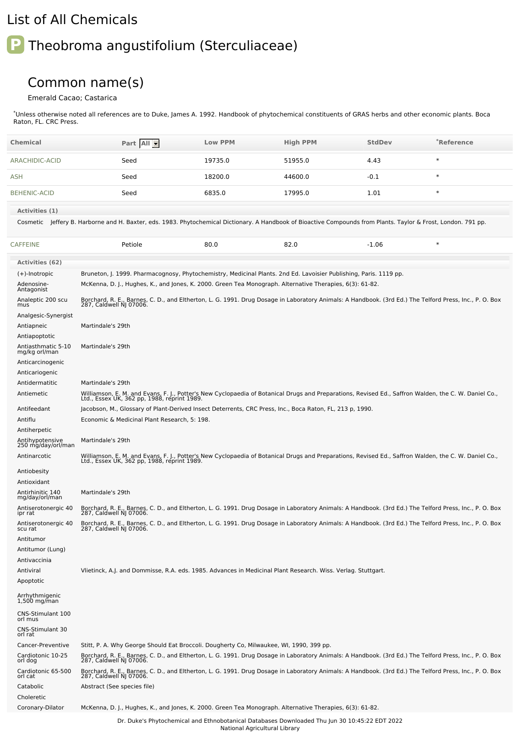# List of All Chemicals

## P Theobroma angustifolium (Sterculiaceae)

### Common name(s)

Emerald Cacao; Castarica

*Unless otherwise noted all references are to Duke, James A. 1992. Handbook of phytochemical constituents of GRAS herbs and other economic plants. Boca Raton, FL. CRC Press.

| Chemical | Part | Low PPM | High PPM | StdDev | *Reference |
|---|---|---|---|---|---|
| ARACHIDIC-ACID | Seed | 19735.0 | 51955.0 | 4.43 | * |
| ASH | Seed | 18200.0 | 44600.0 | -0.1 | * |
| BEHENIC-ACID | Seed | 6835.0 | 17995.0 | 1.01 | * |

**Activities (1)**

| Activity | Reference |
|---|---|
| Cosmetic | Jeffery B. Harborne and H. Baxter, eds. 1983. Phytochemical Dictionary. A Handbook of Bioactive Compounds from Plants. Taylor & Frost, London. 791 pp. |

| Chemical | Part | Low PPM | High PPM | StdDev | *Reference |
|---|---|---|---|---|---|
| CAFFEINE | Petiole | 80.0 | 82.0 | -1.06 | * |

**Activities (62)**

| Activity | Reference |
|---|---|
| (+)-Inotropic | Bruneton, J. 1999. Pharmacognosy, Phytochemistry, Medicinal Plants. 2nd Ed. Lavoisier Publishing, Paris. 1119 pp. |
| Adenosine-Antagonist | McKenna, D. J., Hughes, K., and Jones, K. 2000. Green Tea Monograph. Alternative Therapies, 6(3): 61-82. |
| Analeptic 200 scu mus | Borchard, R. E., Barnes, C. D., and Eltherton, L. G. 1991. Drug Dosage in Laboratory Animals: A Handbook. (3rd Ed.) The Telford Press, Inc., P. O. Box 287, Caldwell NJ 07006. |
| Analgesic-Synergist | |
| Antiapneic | Martindale's 29th |
| Antiapoptotic | |
| Antiasthmatic 5-10 mg/kg orl/man | Martindale's 29th |
| Anticarcinogenic | |
| Anticariogenic | |
| Antidermatitic | Martindale's 29th |
| Antiemetic | Williamson, E. M. and Evans, F. J., Potter's New Cyclopaedia of Botanical Drugs and Preparations, Revised Ed., Saffron Walden, the C. W. Daniel Co., Ltd., Essex UK, 362 pp, 1988, reprint 1989. |
| Antifeedant | Jacobson, M., Glossary of Plant-Derived Insect Deterrents, CRC Press, Inc., Boca Raton, FL, 213 p, 1990. |
| Antiflu | Economic & Medicinal Plant Research, 5: 198. |
| Antiherpetic | |
| Antihypotensive 250 mg/day/orl/man | Martindale's 29th |
| Antinarcotic | Williamson, E. M. and Evans, F. J., Potter's New Cyclopaedia of Botanical Drugs and Preparations, Revised Ed., Saffron Walden, the C. W. Daniel Co., Ltd., Essex UK, 362 pp, 1988, reprint 1989. |
| Antiobesity | |
| Antioxidant | |
| Antirhinitic 140 mg/day/orl/man | Martindale's 29th |
| Antiserotonergic 40 ipr rat | Borchard, R. E., Barnes, C. D., and Eltherton, L. G. 1991. Drug Dosage in Laboratory Animals: A Handbook. (3rd Ed.) The Telford Press, Inc., P. O. Box 287, Caldwell NJ 07006. |
| Antiserotonergic 40 scu rat | Borchard, R. E., Barnes, C. D., and Eltherton, L. G. 1991. Drug Dosage in Laboratory Animals: A Handbook. (3rd Ed.) The Telford Press, Inc., P. O. Box 287, Caldwell NJ 07006. |
| Antitumor | |
| Antitumor (Lung) | |
| Antivaccinia | |
| Antiviral | Vlietinck, A.J. and Dommisse, R.A. eds. 1985. Advances in Medicinal Plant Research. Wiss. Verlag. Stuttgart. |
| Apoptotic | |
| Arrhythmigenic 1,500 mg/man | |
| CNS-Stimulant 100 orl mus | |
| CNS-Stimulant 30 orl rat | |
| Cancer-Preventive | Stitt, P. A. Why George Should Eat Broccoli. Dougherty Co, Milwaukee, WI, 1990, 399 pp. |
| Cardiotonic 10-25 orl dog | Borchard, R. E., Barnes, C. D., and Eltherton, L. G. 1991. Drug Dosage in Laboratory Animals: A Handbook. (3rd Ed.) The Telford Press, Inc., P. O. Box 287, Caldwell NJ 07006. |
| Cardiotonic 65-500 orl cat | Borchard, R. E., Barnes, C. D., and Eltherton, L. G. 1991. Drug Dosage in Laboratory Animals: A Handbook. (3rd Ed.) The Telford Press, Inc., P. O. Box 287, Caldwell NJ 07006. |
| Catabolic | Abstract (See species file) |
| Choleretic | |
| Coronary-Dilator | McKenna, D. J., Hughes, K., and Jones, K. 2000. Green Tea Monograph. Alternative Therapies, 6(3): 61-82. |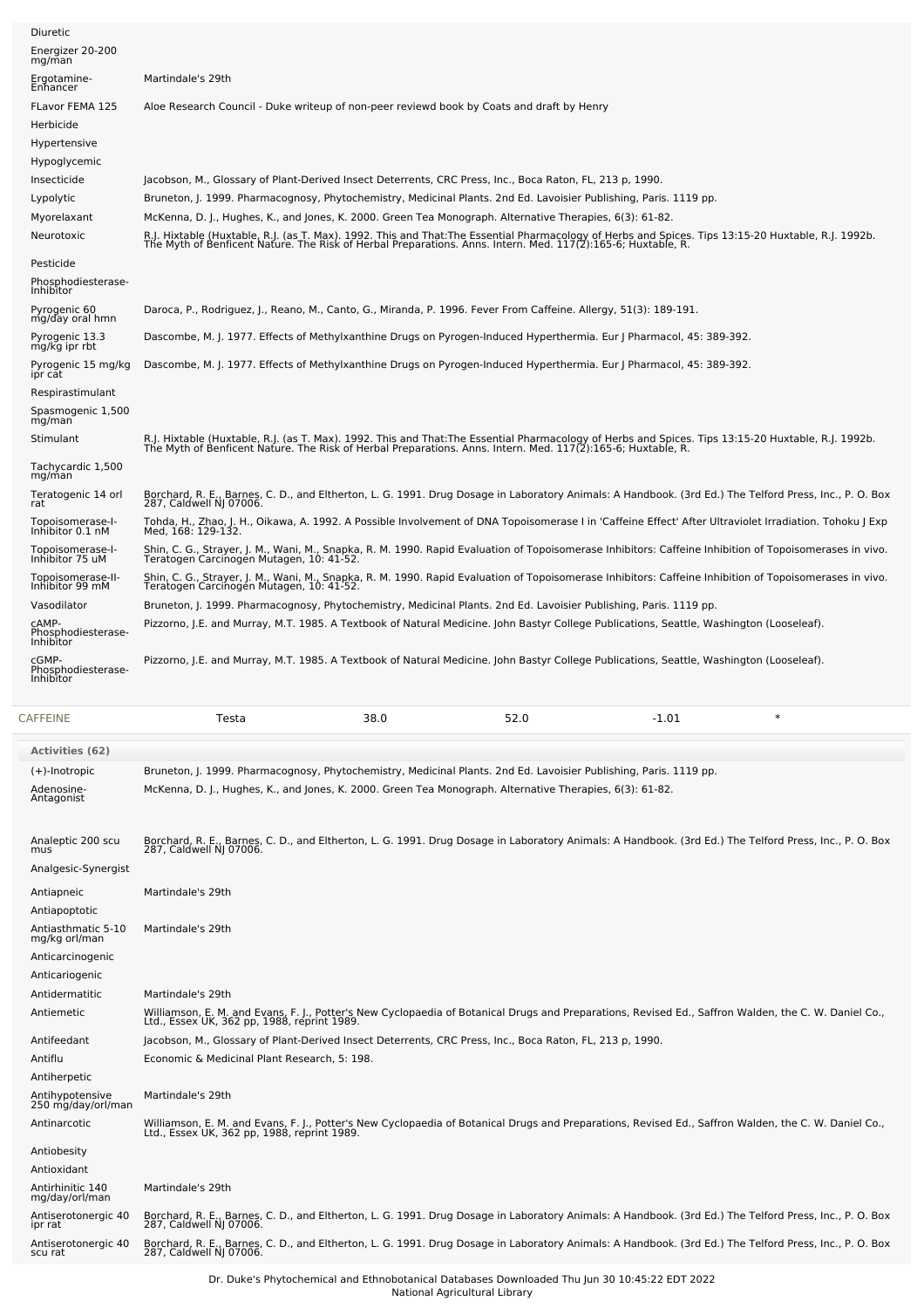| Activity | Reference |
|---|---|
| Diuretic | |
| Energizer 20-200 mg/man | |
| Ergotamine-Enhancer | Martindale's 29th |
| FLavor FEMA 125 | Aloe Research Council - Duke writeup of non-peer reviewd book by Coats and draft by Henry |
| Herbicide | |
| Hypertensive | |
| Hypoglycemic | |
| Insecticide | Jacobson, M., Glossary of Plant-Derived Insect Deterrents, CRC Press, Inc., Boca Raton, FL, 213 p, 1990. |
| Lypolytic | Bruneton, J. 1999. Pharmacognosy, Phytochemistry, Medicinal Plants. 2nd Ed. Lavoisier Publishing, Paris. 1119 pp. |
| Myorelaxant | McKenna, D. J., Hughes, K., and Jones, K. 2000. Green Tea Monograph. Alternative Therapies, 6(3): 61-82. |
| Neurotoxic | R.J. Hixtable (Huxtable, R.J. (as T. Max). 1992. This and That:The Essential Pharmacology of Herbs and Spices. Tips 13:15-20 Huxtable, R.J. 1992b. The Myth of Benficent Nature. The Risk of Herbal Preparations. Anns. Intern. Med. 117(2):165-6; Huxtable, R. |
| Pesticide | |
| Phosphodiesterase-Inhibitor | |
| Pyrogenic 60 mg/day oral hmn | Daroca, P., Rodriguez, J., Reano, M., Canto, G., Miranda, P. 1996. Fever From Caffeine. Allergy, 51(3): 189-191. |
| Pyrogenic 13.3 mg/kg ipr rbt | Dascombe, M. J. 1977. Effects of Methylxanthine Drugs on Pyrogen-Induced Hyperthermia. Eur J Pharmacol, 45: 389-392. |
| Pyrogenic 15 mg/kg ipr cat | Dascombe, M. J. 1977. Effects of Methylxanthine Drugs on Pyrogen-Induced Hyperthermia. Eur J Pharmacol, 45: 389-392. |
| Respirastimulant | |
| Spasmogenic 1,500 mg/man | |
| Stimulant | R.J. Hixtable (Huxtable, R.J. (as T. Max). 1992. This and That:The Essential Pharmacology of Herbs and Spices. Tips 13:15-20 Huxtable, R.J. 1992b. The Myth of Benficent Nature. The Risk of Herbal Preparations. Anns. Intern. Med. 117(2):165-6; Huxtable, R. |
| Tachycardic 1,500 mg/man | |
| Teratogenic 14 orl rat | Borchard, R. E., Barnes, C. D., and Eltherton, L. G. 1991. Drug Dosage in Laboratory Animals: A Handbook. (3rd Ed.) The Telford Press, Inc., P. O. Box 287, Caldwell NJ 07006. |
| Topoisomerase-I-Inhibitor 0.1 nM | Tohda, H., Zhao, J. H., Oikawa, A. 1992. A Possible Involvement of DNA Topoisomerase I in 'Caffeine Effect' After Ultraviolet Irradiation. Tohoku J Exp Med, 168: 129-132. |
| Topoisomerase-I-Inhibitor 75 uM | Shin, C. G., Strayer, J. M., Wani, M., Snapka, R. M. 1990. Rapid Evaluation of Topoisomerase Inhibitors: Caffeine Inhibition of Topoisomerases in vivo. Teratogen Carcinogen Mutagen, 10: 41-52. |
| Topoisomerase-II-Inhibitor 99 mM | Shin, C. G., Strayer, J. M., Wani, M., Snapka, R. M. 1990. Rapid Evaluation of Topoisomerase Inhibitors: Caffeine Inhibition of Topoisomerases in vivo. Teratogen Carcinogen Mutagen, 10: 41-52. |
| Vasodilator | Bruneton, J. 1999. Pharmacognosy, Phytochemistry, Medicinal Plants. 2nd Ed. Lavoisier Publishing, Paris. 1119 pp. |
| cAMP-Phosphodiesterase-Inhibitor | Pizzorno, J.E. and Murray, M.T. 1985. A Textbook of Natural Medicine. John Bastyr College Publications, Seattle, Washington (Looseleaf). |
| cGMP-Phosphodiesterase-Inhibitor | Pizzorno, J.E. and Murray, M.T. 1985. A Textbook of Natural Medicine. John Bastyr College Publications, Seattle, Washington (Looseleaf). |

| | | | | | |
|---|---|---|---|---|---|
| CAFFEINE | Testa | 38.0 | 52.0 | -1.01 | * |

**Activities (62)**

| Activity | Reference |
|---|---|
| (+)-Inotropic | Bruneton, J. 1999. Pharmacognosy, Phytochemistry, Medicinal Plants. 2nd Ed. Lavoisier Publishing, Paris. 1119 pp. |
| Adenosine-Antagonist | McKenna, D. J., Hughes, K., and Jones, K. 2000. Green Tea Monograph. Alternative Therapies, 6(3): 61-82. |
| Analeptic 200 scu mus | Borchard, R. E., Barnes, C. D., and Eltherton, L. G. 1991. Drug Dosage in Laboratory Animals: A Handbook. (3rd Ed.) The Telford Press, Inc., P. O. Box 287, Caldwell NJ 07006. |
| Analgesic-Synergist | |
| Antiapneic | Martindale's 29th |
| Antiapoptotic | |
| Antiasthmatic 5-10 mg/kg orl/man | Martindale's 29th |
| Anticarcinogenic | |
| Anticariogenic | |
| Antidermatitic | Martindale's 29th |
| Antiemetic | Williamson, E. M. and Evans, F. J., Potter's New Cyclopaedia of Botanical Drugs and Preparations, Revised Ed., Saffron Walden, the C. W. Daniel Co., Ltd., Essex UK, 362 pp, 1988, reprint 1989. |
| Antifeedant | Jacobson, M., Glossary of Plant-Derived Insect Deterrents, CRC Press, Inc., Boca Raton, FL, 213 p, 1990. |
| Antiflu | Economic & Medicinal Plant Research, 5: 198. |
| Antiherpetic | |
| Antihypotensive 250 mg/day/orl/man | Martindale's 29th |
| Antinarcotic | Williamson, E. M. and Evans, F. J., Potter's New Cyclopaedia of Botanical Drugs and Preparations, Revised Ed., Saffron Walden, the C. W. Daniel Co., Ltd., Essex UK, 362 pp, 1988, reprint 1989. |
| Antiobesity | |
| Antioxidant | |
| Antirhinitic 140 mg/day/orl/man | Martindale's 29th |
| Antiserotonergic 40 ipr rat | Borchard, R. E., Barnes, C. D., and Eltherton, L. G. 1991. Drug Dosage in Laboratory Animals: A Handbook. (3rd Ed.) The Telford Press, Inc., P. O. Box 287, Caldwell NJ 07006. |
| Antiserotonergic 40 scu rat | Borchard, R. E., Barnes, C. D., and Eltherton, L. G. 1991. Drug Dosage in Laboratory Animals: A Handbook. (3rd Ed.) The Telford Press, Inc., P. O. Box 287, Caldwell NJ 07006. |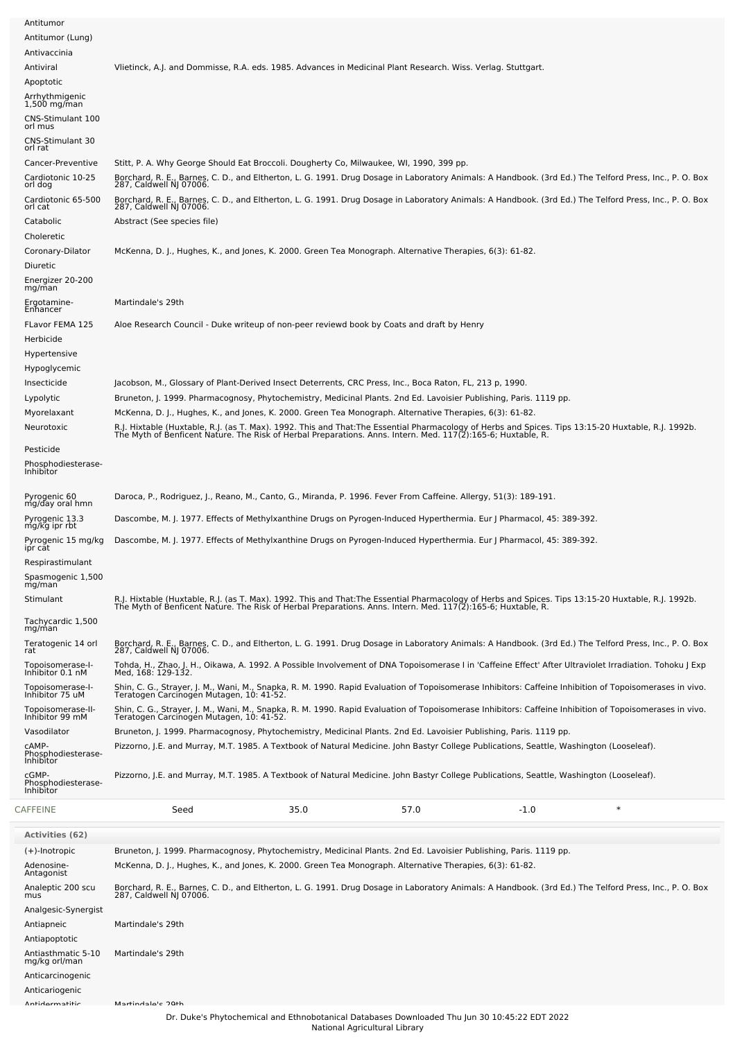| Activity | Reference |
|---|---|
| Antitumor | |
| Antitumor (Lung) | |
| Antivaccinia | |
| Antiviral | Vlietinck, A.J. and Dommisse, R.A. eds. 1985. Advances in Medicinal Plant Research. Wiss. Verlag. Stuttgart. |
| Apoptotic | |
| Arrhythmigenic 1,500 mg/man | |
| CNS-Stimulant 100 orl mus | |
| CNS-Stimulant 30 orl rat | |
| Cancer-Preventive | Stitt, P. A. Why George Should Eat Broccoli. Dougherty Co, Milwaukee, WI, 1990, 399 pp. |
| Cardiotonic 10-25 orl dog | Borchard, R. E., Barnes, C. D., and Eltherton, L. G. 1991. Drug Dosage in Laboratory Animals: A Handbook. (3rd Ed.) The Telford Press, Inc., P. O. Box 287, Caldwell NJ 07006. |
| Cardiotonic 65-500 orl cat | Borchard, R. E., Barnes, C. D., and Eltherton, L. G. 1991. Drug Dosage in Laboratory Animals: A Handbook. (3rd Ed.) The Telford Press, Inc., P. O. Box 287, Caldwell NJ 07006. |
| Catabolic | Abstract (See species file) |
| Choleretic | |
| Coronary-Dilator | McKenna, D. J., Hughes, K., and Jones, K. 2000. Green Tea Monograph. Alternative Therapies, 6(3): 61-82. |
| Diuretic | |
| Energizer 20-200 mg/man | |
| Ergotamine-Enhancer | Martindale's 29th |
| FLavor FEMA 125 | Aloe Research Council - Duke writeup of non-peer reviewd book by Coats and draft by Henry |
| Herbicide | |
| Hypertensive | |
| Hypoglycemic | |
| Insecticide | Jacobson, M., Glossary of Plant-Derived Insect Deterrents, CRC Press, Inc., Boca Raton, FL, 213 p, 1990. |
| Lypolytic | Bruneton, J. 1999. Pharmacognosy, Phytochemistry, Medicinal Plants. 2nd Ed. Lavoisier Publishing, Paris. 1119 pp. |
| Myorelaxant | McKenna, D. J., Hughes, K., and Jones, K. 2000. Green Tea Monograph. Alternative Therapies, 6(3): 61-82. |
| Neurotoxic | R.J. Hixtable (Huxtable, R.J. (as T. Max). 1992. This and That:The Essential Pharmacology of Herbs and Spices. Tips 13:15-20 Huxtable, R.J. 1992b. The Myth of Benficent Nature. The Risk of Herbal Preparations. Anns. Intern. Med. 117(2):165-6; Huxtable, R. |
| Pesticide | |
| Phosphodiesterase-Inhibitor | |
| Pyrogenic 60 mg/day oral hmn | Daroca, P., Rodriguez, J., Reano, M., Canto, G., Miranda, P. 1996. Fever From Caffeine. Allergy, 51(3): 189-191. |
| Pyrogenic 13.3 mg/kg ipr rbt | Dascombe, M. J. 1977. Effects of Methylxanthine Drugs on Pyrogen-Induced Hyperthermia. Eur J Pharmacol, 45: 389-392. |
| Pyrogenic 15 mg/kg ipr cat | Dascombe, M. J. 1977. Effects of Methylxanthine Drugs on Pyrogen-Induced Hyperthermia. Eur J Pharmacol, 45: 389-392. |
| Respirastimulant | |
| Spasmogenic 1,500 mg/man | |
| Stimulant | R.J. Hixtable (Huxtable, R.J. (as T. Max). 1992. This and That:The Essential Pharmacology of Herbs and Spices. Tips 13:15-20 Huxtable, R.J. 1992b. The Myth of Benficent Nature. The Risk of Herbal Preparations. Anns. Intern. Med. 117(2):165-6; Huxtable, R. |
| Tachycardic 1,500 mg/man | |
| Teratogenic 14 orl rat | Borchard, R. E., Barnes, C. D., and Eltherton, L. G. 1991. Drug Dosage in Laboratory Animals: A Handbook. (3rd Ed.) The Telford Press, Inc., P. O. Box 287, Caldwell NJ 07006. |
| Topoisomerase-I-Inhibitor 0.1 nM | Tohda, H., Zhao, J. H., Oikawa, A. 1992. A Possible Involvement of DNA Topoisomerase I in 'Caffeine Effect' After Ultraviolet Irradiation. Tohoku J Exp Med, 168: 129-132. |
| Topoisomerase-I-Inhibitor 75 uM | Shin, C. G., Strayer, J. M., Wani, M., Snapka, R. M. 1990. Rapid Evaluation of Topoisomerase Inhibitors: Caffeine Inhibition of Topoisomerases in vivo. Teratogen Carcinogen Mutagen, 10: 41-52. |
| Topoisomerase-II-Inhibitor 99 mM | Shin, C. G., Strayer, J. M., Wani, M., Snapka, R. M. 1990. Rapid Evaluation of Topoisomerase Inhibitors: Caffeine Inhibition of Topoisomerases in vivo. Teratogen Carcinogen Mutagen, 10: 41-52. |
| Vasodilator | Bruneton, J. 1999. Pharmacognosy, Phytochemistry, Medicinal Plants. 2nd Ed. Lavoisier Publishing, Paris. 1119 pp. |
| cAMP-Phosphodiesterase-Inhibitor | Pizzorno, J.E. and Murray, M.T. 1985. A Textbook of Natural Medicine. John Bastyr College Publications, Seattle, Washington (Looseleaf). |
| cGMP-Phosphodiesterase-Inhibitor | Pizzorno, J.E. and Murray, M.T. 1985. A Textbook of Natural Medicine. John Bastyr College Publications, Seattle, Washington (Looseleaf). |

| CAFFEINE | Seed | 35.0 | 57.0 | -1.0 | * |
|---|---|---|---|---|---|

**Activities (62)**

| Activity | Reference |
|---|---|
| (+)-Inotropic | Bruneton, J. 1999. Pharmacognosy, Phytochemistry, Medicinal Plants. 2nd Ed. Lavoisier Publishing, Paris. 1119 pp. |
| Adenosine-Antagonist | McKenna, D. J., Hughes, K., and Jones, K. 2000. Green Tea Monograph. Alternative Therapies, 6(3): 61-82. |
| Analeptic 200 scu mus | Borchard, R. E., Barnes, C. D., and Eltherton, L. G. 1991. Drug Dosage in Laboratory Animals: A Handbook. (3rd Ed.) The Telford Press, Inc., P. O. Box 287, Caldwell NJ 07006. |
| Analgesic-Synergist | |
| Antiapneic | Martindale's 29th |
| Antiapoptotic | |
| Antiasthmatic 5-10 mg/kg orl/man | Martindale's 29th |
| Anticarcinogenic | |
| Anticariogenic | |
| Antidermatitic | Martindale's 29th |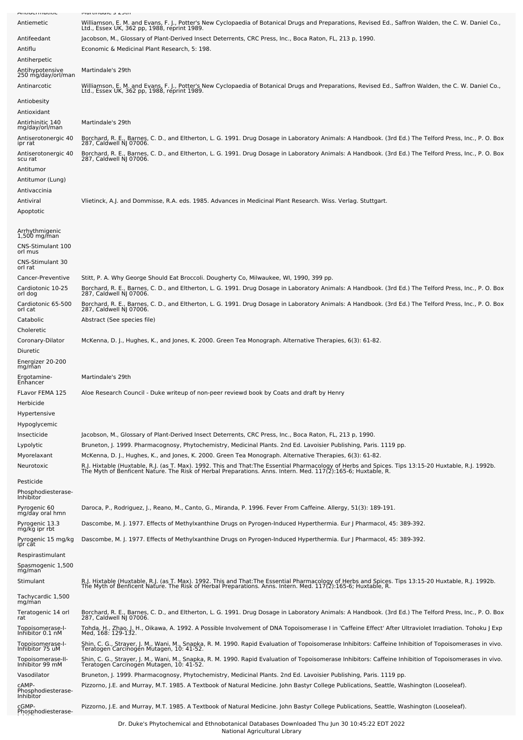| | |
|---|---|
| Antiemetic | Williamson, E. M. and Evans, F. J., Potter's New Cyclopaedia of Botanical Drugs and Preparations, Revised Ed., Saffron Walden, the C. W. Daniel Co., Ltd., Essex UK, 362 pp, 1988, reprint 1989. |
| Antifeedant | Jacobson, M., Glossary of Plant-Derived Insect Deterrents, CRC Press, Inc., Boca Raton, FL, 213 p, 1990. |
| Antiflu | Economic & Medicinal Plant Research, 5: 198. |
| Antiherpetic | |
| Antihypotensive 250 mg/day/orl/man | Martindale's 29th |
| Antinarcotic | Williamson, E. M. and Evans, F. J., Potter's New Cyclopaedia of Botanical Drugs and Preparations, Revised Ed., Saffron Walden, the C. W. Daniel Co., Ltd., Essex UK, 362 pp, 1988, reprint 1989. |
| Antiobesity | |
| Antioxidant | |
| Antirhinitic 140 mg/day/orl/man | Martindale's 29th |
| Antiserotonergic 40 ipr rat | Borchard, R. E., Barnes, C. D., and Eltherton, L. G. 1991. Drug Dosage in Laboratory Animals: A Handbook. (3rd Ed.) The Telford Press, Inc., P. O. Box 287, Caldwell NJ 07006. |
| Antiserotonergic 40 scu rat | Borchard, R. E., Barnes, C. D., and Eltherton, L. G. 1991. Drug Dosage in Laboratory Animals: A Handbook. (3rd Ed.) The Telford Press, Inc., P. O. Box 287, Caldwell NJ 07006. |
| Antitumor | |
| Antitumor (Lung) | |
| Antivaccinia | |
| Antiviral | Vlietinck, A.J. and Dommisse, R.A. eds. 1985. Advances in Medicinal Plant Research. Wiss. Verlag. Stuttgart. |
| Apoptotic | |
| Arrhythmigenic 1,500 mg/man | |
| CNS-Stimulant 100 orl mus | |
| CNS-Stimulant 30 orl rat | |
| Cancer-Preventive | Stitt, P. A. Why George Should Eat Broccoli. Dougherty Co, Milwaukee, WI, 1990, 399 pp. |
| Cardiotonic 10-25 orl dog | Borchard, R. E., Barnes, C. D., and Eltherton, L. G. 1991. Drug Dosage in Laboratory Animals: A Handbook. (3rd Ed.) The Telford Press, Inc., P. O. Box 287, Caldwell NJ 07006. |
| Cardiotonic 65-500 orl cat | Borchard, R. E., Barnes, C. D., and Eltherton, L. G. 1991. Drug Dosage in Laboratory Animals: A Handbook. (3rd Ed.) The Telford Press, Inc., P. O. Box 287, Caldwell NJ 07006. |
| Catabolic | Abstract (See species file) |
| Choleretic | |
| Coronary-Dilator | McKenna, D. J., Hughes, K., and Jones, K. 2000. Green Tea Monograph. Alternative Therapies, 6(3): 61-82. |
| Diuretic | |
| Energizer 20-200 mg/man | |
| Ergotamine-Enhancer | Martindale's 29th |
| FLavor FEMA 125 | Aloe Research Council - Duke writeup of non-peer reviewd book by Coats and draft by Henry |
| Herbicide | |
| Hypertensive | |
| Hypoglycemic | |
| Insecticide | Jacobson, M., Glossary of Plant-Derived Insect Deterrents, CRC Press, Inc., Boca Raton, FL, 213 p, 1990. |
| Lypolytic | Bruneton, J. 1999. Pharmacognosy, Phytochemistry, Medicinal Plants. 2nd Ed. Lavoisier Publishing, Paris. 1119 pp. |
| Myorelaxant | McKenna, D. J., Hughes, K., and Jones, K. 2000. Green Tea Monograph. Alternative Therapies, 6(3): 61-82. |
| Neurotoxic | R.J. Hixtable (Huxtable, R.J. (as T. Max). 1992. This and That:The Essential Pharmacology of Herbs and Spices. Tips 13:15-20 Huxtable, R.J. 1992b. The Myth of Benficent Nature. The Risk of Herbal Preparations. Anns. Intern. Med. 117(2):165-6; Huxtable, R. |
| Pesticide | |
| Phosphodiesterase-Inhibitor | |
| Pyrogenic 60 mg/day oral hmn | Daroca, P., Rodriguez, J., Reano, M., Canto, G., Miranda, P. 1996. Fever From Caffeine. Allergy, 51(3): 189-191. |
| Pyrogenic 13.3 mg/kg ipr rbt | Dascombe, M. J. 1977. Effects of Methylxanthine Drugs on Pyrogen-Induced Hyperthermia. Eur J Pharmacol, 45: 389-392. |
| Pyrogenic 15 mg/kg ipr cat | Dascombe, M. J. 1977. Effects of Methylxanthine Drugs on Pyrogen-Induced Hyperthermia. Eur J Pharmacol, 45: 389-392. |
| Respirastimulant | |
| Spasmogenic 1,500 mg/man | |
| Stimulant | R.J. Hixtable (Huxtable, R.J. (as T. Max). 1992. This and That:The Essential Pharmacology of Herbs and Spices. Tips 13:15-20 Huxtable, R.J. 1992b. The Myth of Benficent Nature. The Risk of Herbal Preparations. Anns. Intern. Med. 117(2):165-6; Huxtable, R. |
| Tachycardic 1,500 mg/man | |
| Teratogenic 14 orl rat | Borchard, R. E., Barnes, C. D., and Eltherton, L. G. 1991. Drug Dosage in Laboratory Animals: A Handbook. (3rd Ed.) The Telford Press, Inc., P. O. Box 287, Caldwell NJ 07006. |
| Topoisomerase-I-Inhibitor 0.1 nM | Tohda, H., Zhao, J. H., Oikawa, A. 1992. A Possible Involvement of DNA Topoisomerase I in 'Caffeine Effect' After Ultraviolet Irradiation. Tohoku J Exp Med, 168: 129-132. |
| Topoisomerase-I-Inhibitor 75 uM | Shin, C. G., Strayer, J. M., Wani, M., Snapka, R. M. 1990. Rapid Evaluation of Topoisomerase Inhibitors: Caffeine Inhibition of Topoisomerases in vivo. Teratogen Carcinogen Mutagen, 10: 41-52. |
| Topoisomerase-II-Inhibitor 99 mM | Shin, C. G., Strayer, J. M., Wani, M., Snapka, R. M. 1990. Rapid Evaluation of Topoisomerase Inhibitors: Caffeine Inhibition of Topoisomerases in vivo. Teratogen Carcinogen Mutagen, 10: 41-52. |
| Vasodilator | Bruneton, J. 1999. Pharmacognosy, Phytochemistry, Medicinal Plants. 2nd Ed. Lavoisier Publishing, Paris. 1119 pp. |
| cAMP-Phosphodiesterase-Inhibitor | Pizzorno, J.E. and Murray, M.T. 1985. A Textbook of Natural Medicine. John Bastyr College Publications, Seattle, Washington (Looseleaf). |
| cGMP-Phosphodiesterase- | Pizzorno, J.E. and Murray, M.T. 1985. A Textbook of Natural Medicine. John Bastyr College Publications, Seattle, Washington (Looseleaf). |

Dr. Duke's Phytochemical and Ethnobotanical Databases Downloaded Thu Jun 30 10:45:22 EDT 2022
National Agricultural Library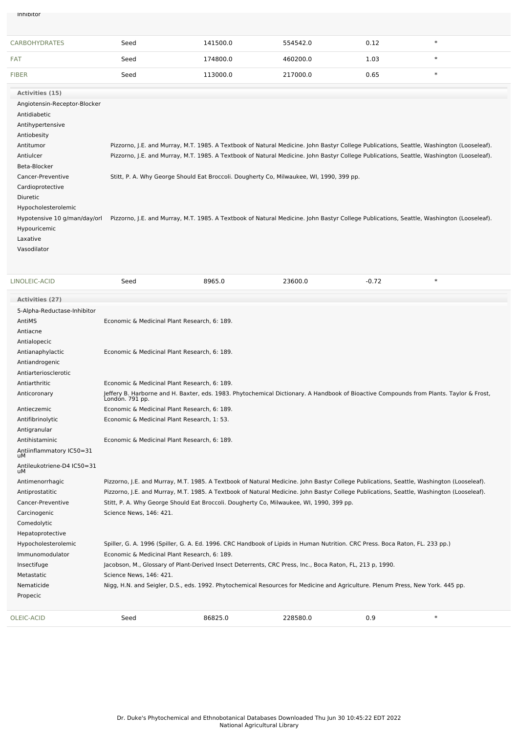Inhibitor

| CARBOHYDRATES | Seed | 141500.0 | 554542.0 | 0.12 | * |
|---|---|---|---|---|---|
| FAT | Seed | 174800.0 | 460200.0 | 1.03 | * |
| FIBER | Seed | 113000.0 | 217000.0 | 0.65 | * |

**Activities (15)**

| Activity | Reference |
|---|---|
| Angiotensin-Receptor-Blocker | |
| Antidiabetic | |
| Antihypertensive | |
| Antiobesity | |
| Antitumor | Pizzorno, J.E. and Murray, M.T. 1985. A Textbook of Natural Medicine. John Bastyr College Publications, Seattle, Washington (Looseleaf). |
| Antiulcer | Pizzorno, J.E. and Murray, M.T. 1985. A Textbook of Natural Medicine. John Bastyr College Publications, Seattle, Washington (Looseleaf). |
| Beta-Blocker | |
| Cancer-Preventive | Stitt, P. A. Why George Should Eat Broccoli. Dougherty Co, Milwaukee, WI, 1990, 399 pp. |
| Cardioprotective | |
| Diuretic | |
| Hypocholesterolemic | |
| Hypotensive 10 g/man/day/orl | Pizzorno, J.E. and Murray, M.T. 1985. A Textbook of Natural Medicine. John Bastyr College Publications, Seattle, Washington (Looseleaf). |
| Hypouricemic | |
| Laxative | |
| Vasodilator | |

| LINOLEIC-ACID | Seed | 8965.0 | 23600.0 | -0.72 | * |
|---|---|---|---|---|---|

**Activities (27)**

| Activity | Reference |
|---|---|
| 5-Alpha-Reductase-Inhibitor | |
| AntiMS | Economic & Medicinal Plant Research, 6: 189. |
| Antiacne | |
| Antialopecic | |
| Antianaphylactic | Economic & Medicinal Plant Research, 6: 189. |
| Antiandrogenic | |
| Antiarteriosclerotic | |
| Antiarthritic | Economic & Medicinal Plant Research, 6: 189. |
| Anticoronary | Jeffery B. Harborne and H. Baxter, eds. 1983. Phytochemical Dictionary. A Handbook of Bioactive Compounds from Plants. Taylor & Frost, London. 791 pp. |
| Antieczemic | Economic & Medicinal Plant Research, 6: 189. |
| Antifibrinolytic | Economic & Medicinal Plant Research, 1: 53. |
| Antigranular | |
| Antihistaminic | Economic & Medicinal Plant Research, 6: 189. |
| Antiinflammatory IC50=31 uM | |
| Antileukotriene-D4 IC50=31 uM | |
| Antimenorrhagic | Pizzorno, J.E. and Murray, M.T. 1985. A Textbook of Natural Medicine. John Bastyr College Publications, Seattle, Washington (Looseleaf). |
| Antiprostatitic | Pizzorno, J.E. and Murray, M.T. 1985. A Textbook of Natural Medicine. John Bastyr College Publications, Seattle, Washington (Looseleaf). |
| Cancer-Preventive | Stitt, P. A. Why George Should Eat Broccoli. Dougherty Co, Milwaukee, WI, 1990, 399 pp. |
| Carcinogenic | Science News, 146: 421. |
| Comedolytic | |
| Hepatoprotective | |
| Hypocholesterolemic | Spiller, G. A. 1996 (Spiller, G. A. Ed. 1996. CRC Handbook of Lipids in Human Nutrition. CRC Press. Boca Raton, FL. 233 pp.) |
| Immunomodulator | Economic & Medicinal Plant Research, 6: 189. |
| Insectifuge | Jacobson, M., Glossary of Plant-Derived Insect Deterrents, CRC Press, Inc., Boca Raton, FL, 213 p, 1990. |
| Metastatic | Science News, 146: 421. |
| Nematicide | Nigg, H.N. and Seigler, D.S., eds. 1992. Phytochemical Resources for Medicine and Agriculture. Plenum Press, New York. 445 pp. |
| Propecic | |

| OLEIC-ACID | Seed | 86825.0 | 228580.0 | 0.9 | * |
|---|---|---|---|---|---|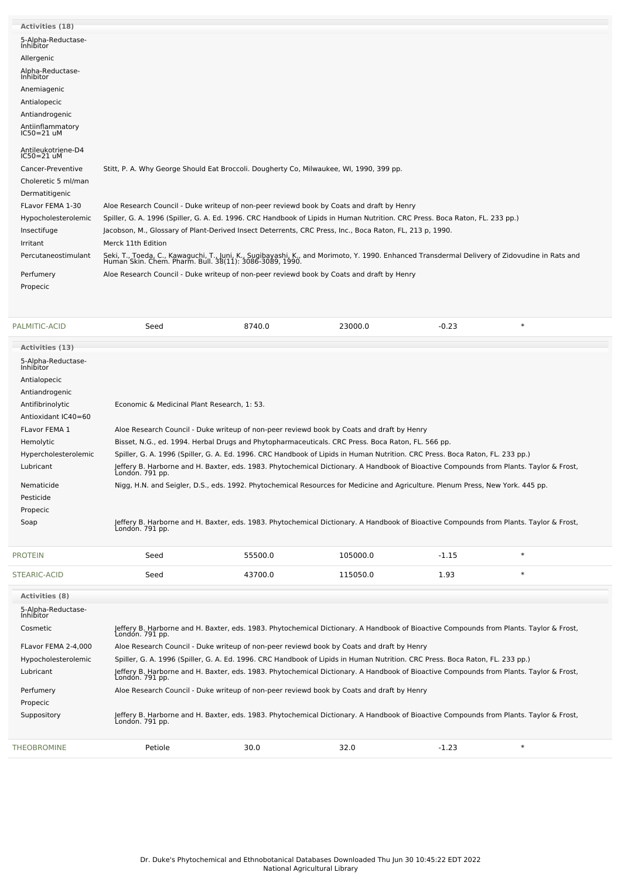**Activities (18)**

| Activity | Reference |
|---|---|
| 5-Alpha-Reductase-Inhibitor | |
| Allergenic | |
| Alpha-Reductase-Inhibitor | |
| Anemiagenic | |
| Antialopecic | |
| Antiandrogenic | |
| Antiinflammatory IC50=21 uM | |
| Antileukotriene-D4 IC50=21 uM | |
| Cancer-Preventive | Stitt, P. A. Why George Should Eat Broccoli. Dougherty Co, Milwaukee, WI, 1990, 399 pp. |
| Choleretic 5 ml/man | |
| Dermatitigenic | |
| FLavor FEMA 1-30 | Aloe Research Council - Duke writeup of non-peer reviewd book by Coats and draft by Henry |
| Hypocholesterolemic | Spiller, G. A. 1996 (Spiller, G. A. Ed. 1996. CRC Handbook of Lipids in Human Nutrition. CRC Press. Boca Raton, FL. 233 pp.) |
| Insectifuge | Jacobson, M., Glossary of Plant-Derived Insect Deterrents, CRC Press, Inc., Boca Raton, FL, 213 p, 1990. |
| Irritant | Merck 11th Edition |
| Percutaneostimulant | Seki, T., Toeda, C., Kawaguchi, T., Juni, K., Sugibayashi, K., and Morimoto, Y. 1990. Enhanced Transdermal Delivery of Zidovudine in Rats and Human Skin. Chem. Pharm. Bull. 38(11): 3086-3089, 1990. |
| Perfumery | Aloe Research Council - Duke writeup of non-peer reviewd book by Coats and draft by Henry |
| Propecic | |

| PALMITIC-ACID | Seed | 8740.0 | 23000.0 | -0.23 | * |
|---|---|---|---|---|---|

**Activities (13)**

| Activity | Reference |
|---|---|
| 5-Alpha-Reductase-Inhibitor | |
| Antialopecic | |
| Antiandrogenic | |
| Antifibrinolytic | Economic & Medicinal Plant Research, 1: 53. |
| Antioxidant IC40=60 | |
| FLavor FEMA 1 | Aloe Research Council - Duke writeup of non-peer reviewd book by Coats and draft by Henry |
| Hemolytic | Bisset, N.G., ed. 1994. Herbal Drugs and Phytopharmaceuticals. CRC Press. Boca Raton, FL. 566 pp. |
| Hypercholesterolemic | Spiller, G. A. 1996 (Spiller, G. A. Ed. 1996. CRC Handbook of Lipids in Human Nutrition. CRC Press. Boca Raton, FL. 233 pp.) |
| Lubricant | Jeffery B. Harborne and H. Baxter, eds. 1983. Phytochemical Dictionary. A Handbook of Bioactive Compounds from Plants. Taylor & Frost, London. 791 pp. |
| Nematicide | Nigg, H.N. and Seigler, D.S., eds. 1992. Phytochemical Resources for Medicine and Agriculture. Plenum Press, New York. 445 pp. |
| Pesticide | |
| Propecic | |
| Soap | Jeffery B. Harborne and H. Baxter, eds. 1983. Phytochemical Dictionary. A Handbook of Bioactive Compounds from Plants. Taylor & Frost, London. 791 pp. |

| PROTEIN | Seed | 55500.0 | 105000.0 | -1.15 | * |
|---|---|---|---|---|---|
| STEARIC-ACID | Seed | 43700.0 | 115050.0 | 1.93 | * |

**Activities (8)**

| Activity | Reference |
|---|---|
| 5-Alpha-Reductase-Inhibitor | |
| Cosmetic | Jeffery B. Harborne and H. Baxter, eds. 1983. Phytochemical Dictionary. A Handbook of Bioactive Compounds from Plants. Taylor & Frost, London. 791 pp. |
| FLavor FEMA 2-4,000 | Aloe Research Council - Duke writeup of non-peer reviewd book by Coats and draft by Henry |
| Hypocholesterolemic | Spiller, G. A. 1996 (Spiller, G. A. Ed. 1996. CRC Handbook of Lipids in Human Nutrition. CRC Press. Boca Raton, FL. 233 pp.) |
| Lubricant | Jeffery B. Harborne and H. Baxter, eds. 1983. Phytochemical Dictionary. A Handbook of Bioactive Compounds from Plants. Taylor & Frost, London. 791 pp. |
| Perfumery | Aloe Research Council - Duke writeup of non-peer reviewd book by Coats and draft by Henry |
| Propecic | |
| Suppository | Jeffery B. Harborne and H. Baxter, eds. 1983. Phytochemical Dictionary. A Handbook of Bioactive Compounds from Plants. Taylor & Frost, London. 791 pp. |

| THEOBROMINE | Petiole | 30.0 | 32.0 | -1.23 | * |
|---|---|---|---|---|---|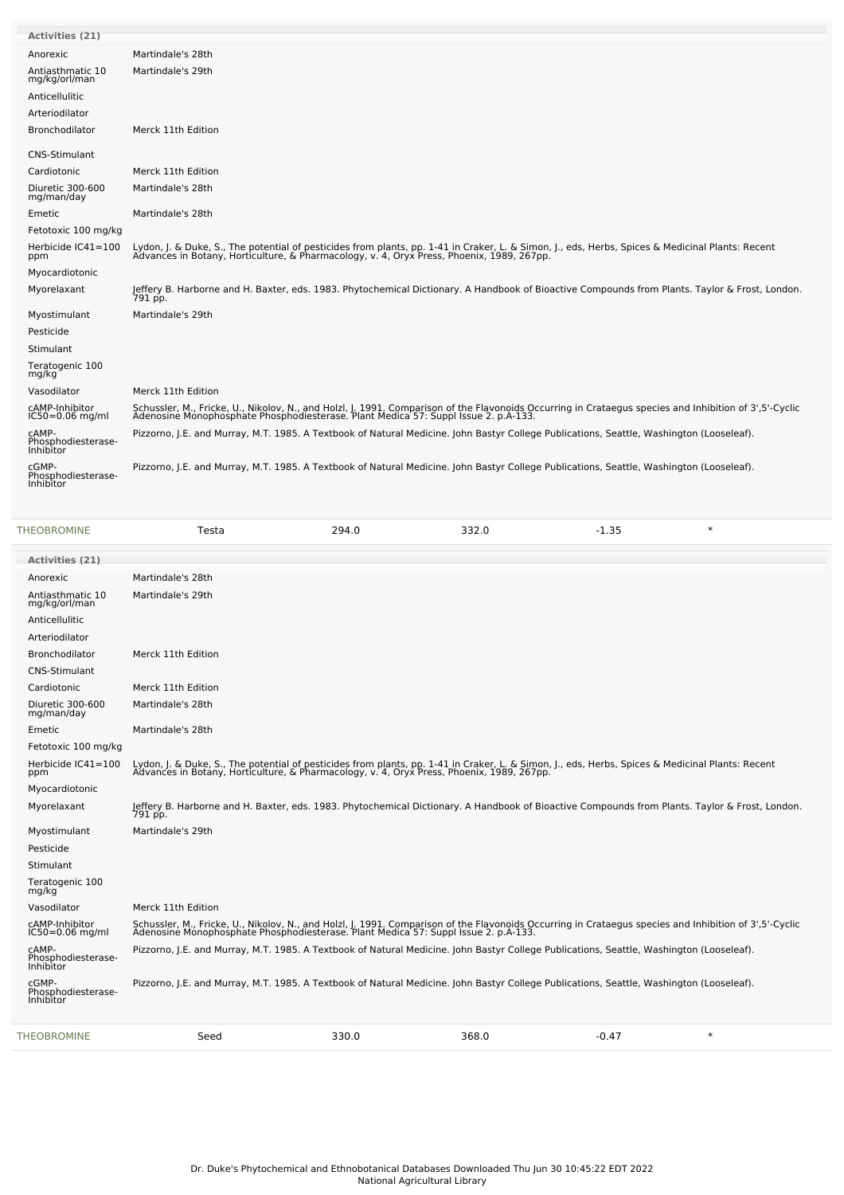**Activities (21)**

| Activity | Reference |
|---|---|
| Anorexic | Martindale's 28th |
| Antiasthmatic 10 mg/kg/orl/man | Martindale's 29th |
| Anticellulitic | |
| Arteriodilator | |
| Bronchodilator | Merck 11th Edition |
| CNS-Stimulant | |
| Cardiotonic | Merck 11th Edition |
| Diuretic 300-600 mg/man/day | Martindale's 28th |
| Emetic | Martindale's 28th |
| Fetotoxic 100 mg/kg | |
| Herbicide IC41=100 ppm | Lydon, J. & Duke, S., The potential of pesticides from plants, pp. 1-41 in Craker, L. & Simon, J., eds, Herbs, Spices & Medicinal Plants: Recent Advances in Botany, Horticulture, & Pharmacology, v. 4, Oryx Press, Phoenix, 1989, 267pp. |
| Myocardiotonic | |
| Myorelaxant | Jeffery B. Harborne and H. Baxter, eds. 1983. Phytochemical Dictionary. A Handbook of Bioactive Compounds from Plants. Taylor & Frost, London. 791 pp. |
| Myostimulant | Martindale's 29th |
| Pesticide | |
| Stimulant | |
| Teratogenic 100 mg/kg | |
| Vasodilator | Merck 11th Edition |
| cAMP-Inhibitor IC50=0.06 mg/ml | Schussler, M., Fricke, U., Nikolov, N., and Holzl, J. 1991. Comparison of the Flavonoids Occurring in Crataegus species and Inhibition of 3',5'-Cyclic Adenosine Monophosphate Phosphodiesterase. Plant Medica 57: Suppl Issue 2. p.A-133. |
| cAMP-Phosphodiesterase-Inhibitor | Pizzorno, J.E. and Murray, M.T. 1985. A Textbook of Natural Medicine. John Bastyr College Publications, Seattle, Washington (Looseleaf). |
| cGMP-Phosphodiesterase-Inhibitor | Pizzorno, J.E. and Murray, M.T. 1985. A Textbook of Natural Medicine. John Bastyr College Publications, Seattle, Washington (Looseleaf). |

| THEOBROMINE | Testa | 294.0 | 332.0 | -1.35 | * |
|---|---|---|---|---|---|

**Activities (21)**

| Activity | Reference |
|---|---|
| Anorexic | Martindale's 28th |
| Antiasthmatic 10 mg/kg/orl/man | Martindale's 29th |
| Anticellulitic | |
| Arteriodilator | |
| Bronchodilator | Merck 11th Edition |
| CNS-Stimulant | |
| Cardiotonic | Merck 11th Edition |
| Diuretic 300-600 mg/man/day | Martindale's 28th |
| Emetic | Martindale's 28th |
| Fetotoxic 100 mg/kg | |
| Herbicide IC41=100 ppm | Lydon, J. & Duke, S., The potential of pesticides from plants, pp. 1-41 in Craker, L. & Simon, J., eds, Herbs, Spices & Medicinal Plants: Recent Advances in Botany, Horticulture, & Pharmacology, v. 4, Oryx Press, Phoenix, 1989, 267pp. |
| Myocardiotonic | |
| Myorelaxant | Jeffery B. Harborne and H. Baxter, eds. 1983. Phytochemical Dictionary. A Handbook of Bioactive Compounds from Plants. Taylor & Frost, London. 791 pp. |
| Myostimulant | Martindale's 29th |
| Pesticide | |
| Stimulant | |
| Teratogenic 100 mg/kg | |
| Vasodilator | Merck 11th Edition |
| cAMP-Inhibitor IC50=0.06 mg/ml | Schussler, M., Fricke, U., Nikolov, N., and Holzl, J. 1991. Comparison of the Flavonoids Occurring in Crataegus species and Inhibition of 3',5'-Cyclic Adenosine Monophosphate Phosphodiesterase. Plant Medica 57: Suppl Issue 2. p.A-133. |
| cAMP-Phosphodiesterase-Inhibitor | Pizzorno, J.E. and Murray, M.T. 1985. A Textbook of Natural Medicine. John Bastyr College Publications, Seattle, Washington (Looseleaf). |
| cGMP-Phosphodiesterase-Inhibitor | Pizzorno, J.E. and Murray, M.T. 1985. A Textbook of Natural Medicine. John Bastyr College Publications, Seattle, Washington (Looseleaf). |

| THEOBROMINE | Seed | 330.0 | 368.0 | -0.47 | * |
|---|---|---|---|---|---|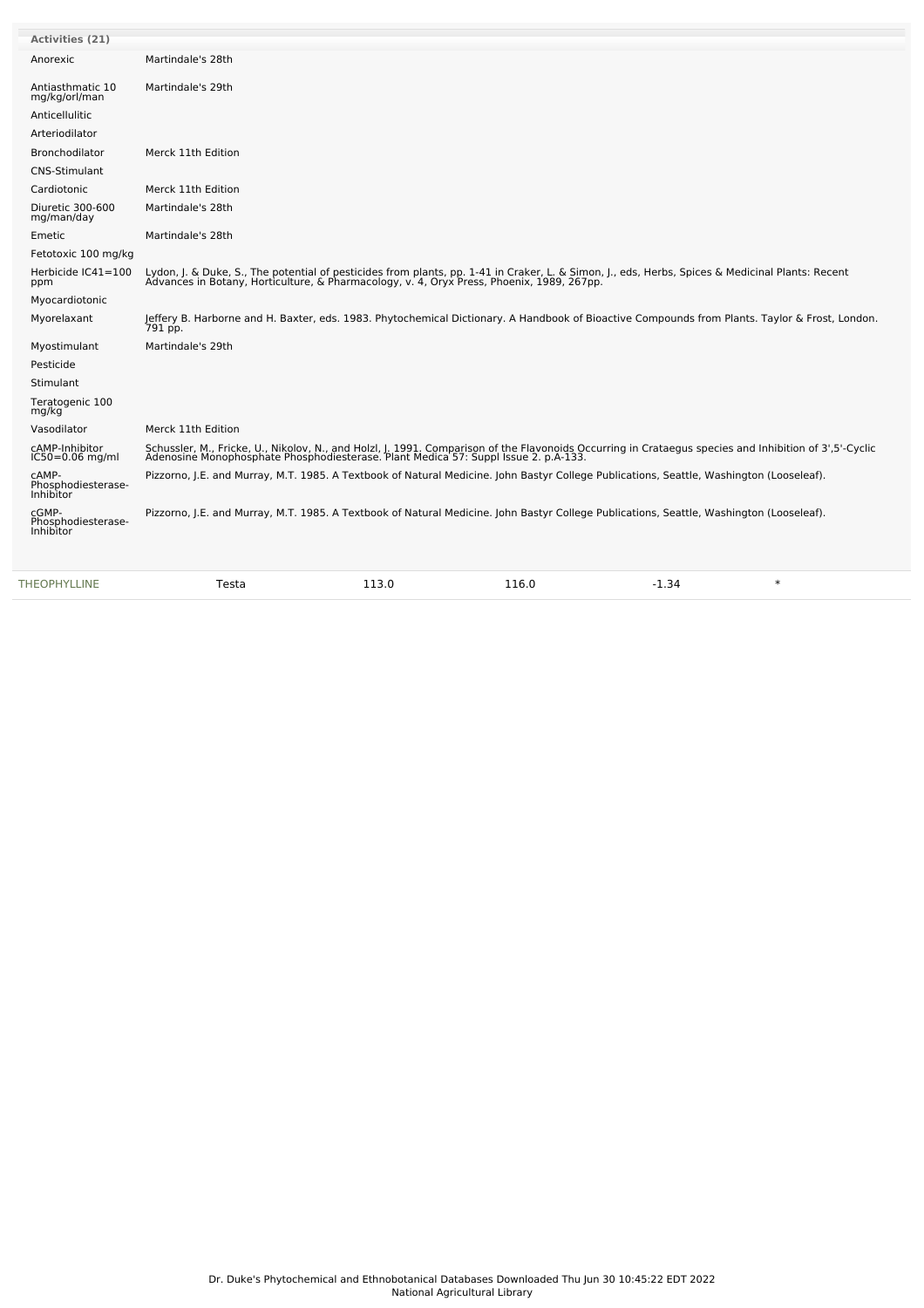| Activities (21) | |
|---|---|
| Anorexic | Martindale's 28th |
| Antiasthmatic 10 mg/kg/orl/man | Martindale's 29th |
| Anticellulitic | |
| Arteriodilator | |
| Bronchodilator | Merck 11th Edition |
| CNS-Stimulant | |
| Cardiotonic | Merck 11th Edition |
| Diuretic 300-600 mg/man/day | Martindale's 28th |
| Emetic | Martindale's 28th |
| Fetotoxic 100 mg/kg | |
| Herbicide IC41=100 ppm | Lydon, J. & Duke, S., The potential of pesticides from plants, pp. 1-41 in Craker, L. & Simon, J., eds, Herbs, Spices & Medicinal Plants: Recent Advances in Botany, Horticulture, & Pharmacology, v. 4, Oryx Press, Phoenix, 1989, 267pp. |
| Myocardiotonic | |
| Myorelaxant | Jeffery B. Harborne and H. Baxter, eds. 1983. Phytochemical Dictionary. A Handbook of Bioactive Compounds from Plants. Taylor & Frost, London. 791 pp. |
| Myostimulant | Martindale's 29th |
| Pesticide | |
| Stimulant | |
| Teratogenic 100 mg/kg | |
| Vasodilator | Merck 11th Edition |
| cAMP-Inhibitor IC50=0.06 mg/ml | Schussler, M., Fricke, U., Nikolov, N., and Holzl, J. 1991. Comparison of the Flavonoids Occurring in Crataegus species and Inhibition of 3',5'-Cyclic Adenosine Monophosphate Phosphodiesterase. Plant Medica 57: Suppl Issue 2. p.A-133. |
| cAMP-Phosphodiesterase-Inhibitor | Pizzorno, J.E. and Murray, M.T. 1985. A Textbook of Natural Medicine. John Bastyr College Publications, Seattle, Washington (Looseleaf). |
| cGMP-Phosphodiesterase-Inhibitor | Pizzorno, J.E. and Murray, M.T. 1985. A Textbook of Natural Medicine. John Bastyr College Publications, Seattle, Washington (Looseleaf). |

| THEOPHYLLINE | Testa | 113.0 | 116.0 | -1.34 | * |
|---|---|---|---|---|---|

Dr. Duke's Phytochemical and Ethnobotanical Databases Downloaded Thu Jun 30 10:45:22 EDT 2022
National Agricultural Library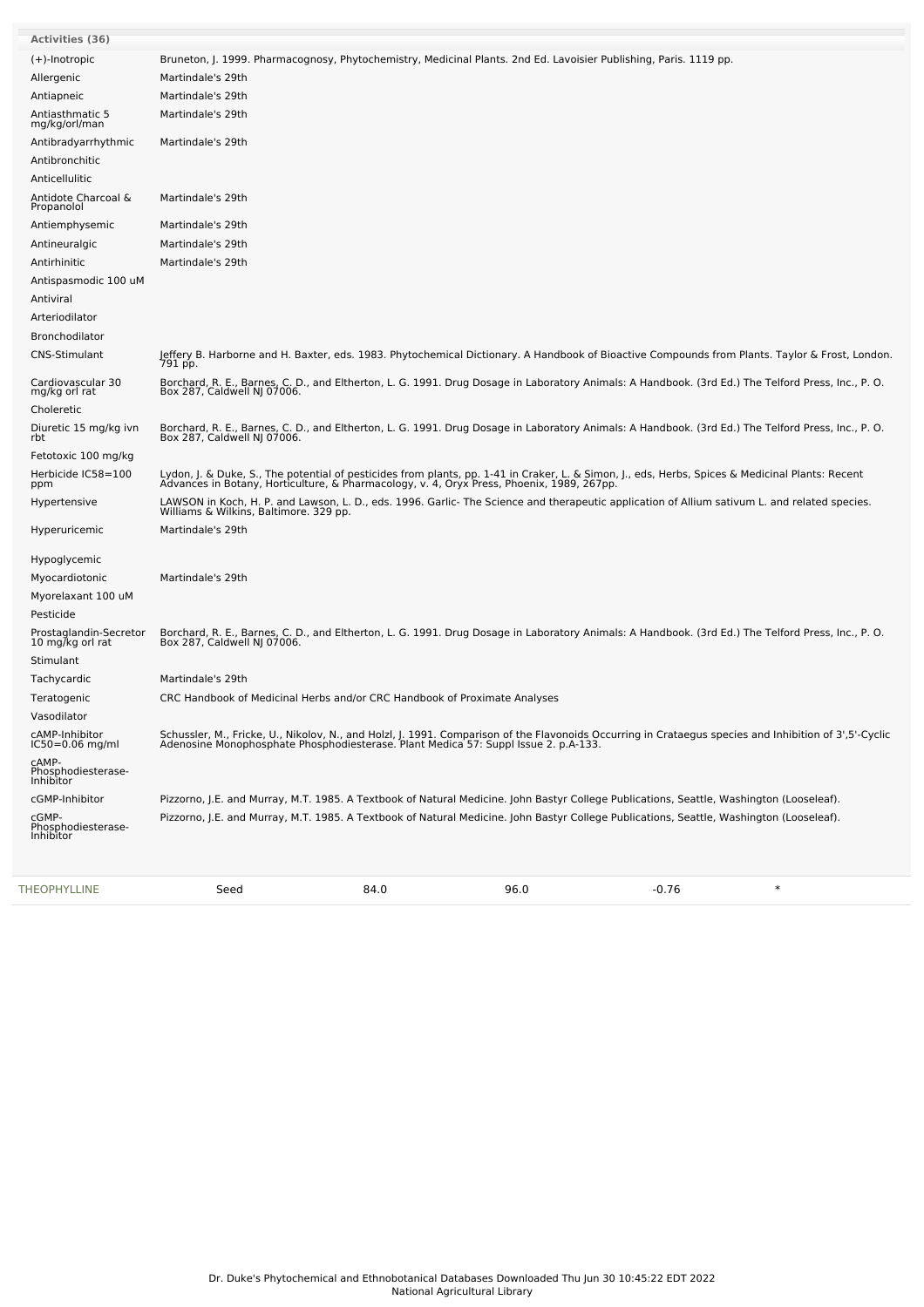| Activities (36) | |
|---|---|
| (+)-Inotropic | Bruneton, J. 1999. Pharmacognosy, Phytochemistry, Medicinal Plants. 2nd Ed. Lavoisier Publishing, Paris. 1119 pp. |
| Allergenic | Martindale's 29th |
| Antiapneic | Martindale's 29th |
| Antiasthmatic 5 mg/kg/orl/man | Martindale's 29th |
| Antibradyarrhythmic | Martindale's 29th |
| Antibronchitic | |
| Anticellulitic | |
| Antidote Charcoal & Propanolol | Martindale's 29th |
| Antiemphysemic | Martindale's 29th |
| Antineuralgic | Martindale's 29th |
| Antirhinitic | Martindale's 29th |
| Antispasmodic 100 uM | |
| Antiviral | |
| Arteriodilator | |
| Bronchodilator | |
| CNS-Stimulant | Jeffery B. Harborne and H. Baxter, eds. 1983. Phytochemical Dictionary. A Handbook of Bioactive Compounds from Plants. Taylor & Frost, London. 791 pp. |
| Cardiovascular 30 mg/kg orl rat | Borchard, R. E., Barnes, C. D., and Eltherton, L. G. 1991. Drug Dosage in Laboratory Animals: A Handbook. (3rd Ed.) The Telford Press, Inc., P. O. Box 287, Caldwell NJ 07006. |
| Choleretic | |
| Diuretic 15 mg/kg ivn rbt | Borchard, R. E., Barnes, C. D., and Eltherton, L. G. 1991. Drug Dosage in Laboratory Animals: A Handbook. (3rd Ed.) The Telford Press, Inc., P. O. Box 287, Caldwell NJ 07006. |
| Fetotoxic 100 mg/kg | |
| Herbicide IC58=100 ppm | Lydon, J. & Duke, S., The potential of pesticides from plants, pp. 1-41 in Craker, L. & Simon, J., eds, Herbs, Spices & Medicinal Plants: Recent Advances in Botany, Horticulture, & Pharmacology, v. 4, Oryx Press, Phoenix, 1989, 267pp. |
| Hypertensive | LAWSON in Koch, H. P. and Lawson, L. D., eds. 1996. Garlic- The Science and therapeutic application of Allium sativum L. and related species. Williams & Wilkins, Baltimore. 329 pp. |
| Hyperuricemic | Martindale's 29th |
| Hypoglycemic | |
| Myocardiotonic | Martindale's 29th |
| Myorelaxant 100 uM | |
| Pesticide | |
| Prostaglandin-Secretor 10 mg/kg orl rat | Borchard, R. E., Barnes, C. D., and Eltherton, L. G. 1991. Drug Dosage in Laboratory Animals: A Handbook. (3rd Ed.) The Telford Press, Inc., P. O. Box 287, Caldwell NJ 07006. |
| Stimulant | |
| Tachycardic | Martindale's 29th |
| Teratogenic | CRC Handbook of Medicinal Herbs and/or CRC Handbook of Proximate Analyses |
| Vasodilator | |
| cAMP-Inhibitor IC50=0.06 mg/ml | Schussler, M., Fricke, U., Nikolov, N., and Holzl, J. 1991. Comparison of the Flavonoids Occurring in Crataegus species and Inhibition of 3',5'-Cyclic Adenosine Monophosphate Phosphodiesterase. Plant Medica 57: Suppl Issue 2. p.A-133. |
| cAMP-Phosphodiesterase-Inhibitor | |
| cGMP-Inhibitor | Pizzorno, J.E. and Murray, M.T. 1985. A Textbook of Natural Medicine. John Bastyr College Publications, Seattle, Washington (Looseleaf). |
| cGMP-Phosphodiesterase-Inhibitor | Pizzorno, J.E. and Murray, M.T. 1985. A Textbook of Natural Medicine. John Bastyr College Publications, Seattle, Washington (Looseleaf). |

| THEOPHYLLINE | Seed | 84.0 | 96.0 | -0.76 | * |
|---|---|---|---|---|---|

Dr. Duke's Phytochemical and Ethnobotanical Databases Downloaded Thu Jun 30 10:45:22 EDT 2022
National Agricultural Library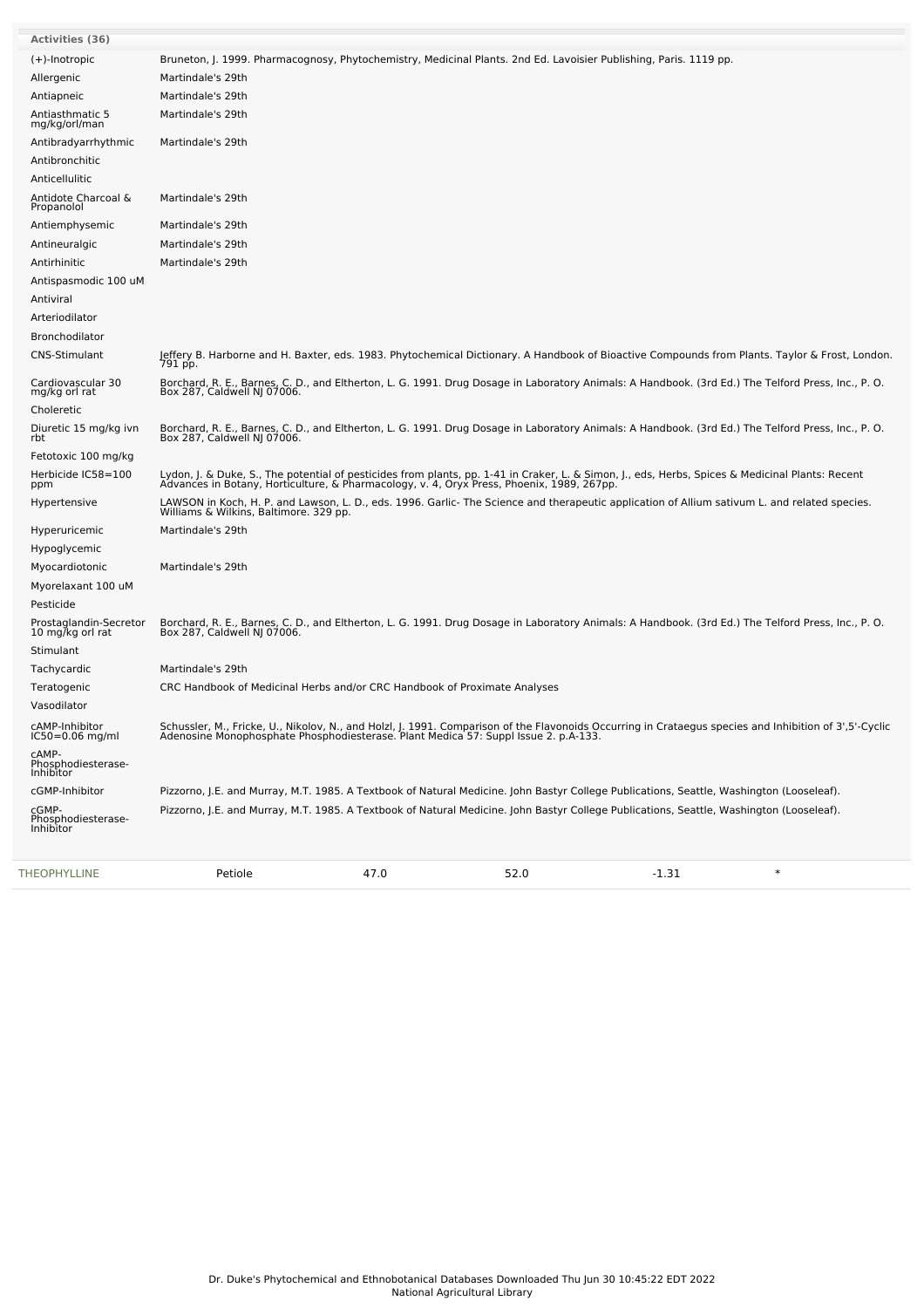**Activities (36)**

| Activity | Reference |
|---|---|
| (+)-Inotropic | Bruneton, J. 1999. Pharmacognosy, Phytochemistry, Medicinal Plants. 2nd Ed. Lavoisier Publishing, Paris. 1119 pp. |
| Allergenic | Martindale's 29th |
| Antiapneic | Martindale's 29th |
| Antiasthmatic 5 mg/kg/orl/man | Martindale's 29th |
| Antibradyarrhythmic | Martindale's 29th |
| Antibronchitic | |
| Anticellulitic | |
| Antidote Charcoal & Propanolol | Martindale's 29th |
| Antiemphysemic | Martindale's 29th |
| Antineuralgic | Martindale's 29th |
| Antirhinitic | Martindale's 29th |
| Antispasmodic 100 uM | |
| Antiviral | |
| Arteriodilator | |
| Bronchodilator | |
| CNS-Stimulant | Jeffery B. Harborne and H. Baxter, eds. 1983. Phytochemical Dictionary. A Handbook of Bioactive Compounds from Plants. Taylor & Frost, London. 791 pp. |
| Cardiovascular 30 mg/kg orl rat | Borchard, R. E., Barnes, C. D., and Eltherton, L. G. 1991. Drug Dosage in Laboratory Animals: A Handbook. (3rd Ed.) The Telford Press, Inc., P. O. Box 287, Caldwell NJ 07006. |
| Choleretic | |
| Diuretic 15 mg/kg ivn rbt | Borchard, R. E., Barnes, C. D., and Eltherton, L. G. 1991. Drug Dosage in Laboratory Animals: A Handbook. (3rd Ed.) The Telford Press, Inc., P. O. Box 287, Caldwell NJ 07006. |
| Fetotoxic 100 mg/kg | |
| Herbicide IC58=100 ppm | Lydon, J. & Duke, S., The potential of pesticides from plants, pp. 1-41 in Craker, L. & Simon, J., eds, Herbs, Spices & Medicinal Plants: Recent Advances in Botany, Horticulture, & Pharmacology, v. 4, Oryx Press, Phoenix, 1989, 267pp. |
| Hypertensive | LAWSON in Koch, H. P. and Lawson, L. D., eds. 1996. Garlic- The Science and therapeutic application of Allium sativum L. and related species. Williams & Wilkins, Baltimore. 329 pp. |
| Hyperuricemic | Martindale's 29th |
| Hypoglycemic | |
| Myocardiotonic | Martindale's 29th |
| Myorelaxant 100 uM | |
| Pesticide | |
| Prostaglandin-Secretor 10 mg/kg orl rat | Borchard, R. E., Barnes, C. D., and Eltherton, L. G. 1991. Drug Dosage in Laboratory Animals: A Handbook. (3rd Ed.) The Telford Press, Inc., P. O. Box 287, Caldwell NJ 07006. |
| Stimulant | |
| Tachycardic | Martindale's 29th |
| Teratogenic | CRC Handbook of Medicinal Herbs and/or CRC Handbook of Proximate Analyses |
| Vasodilator | |
| cAMP-Inhibitor IC50=0.06 mg/ml | Schussler, M., Fricke, U., Nikolov, N., and Holzl, J. 1991. Comparison of the Flavonoids Occurring in Crataegus species and Inhibition of 3',5'-Cyclic Adenosine Monophosphate Phosphodiesterase. Plant Medica 57: Suppl Issue 2. p.A-133. |
| cAMP-Phosphodiesterase-Inhibitor | |
| cGMP-Inhibitor | Pizzorno, J.E. and Murray, M.T. 1985. A Textbook of Natural Medicine. John Bastyr College Publications, Seattle, Washington (Looseleaf). |
| cGMP-Phosphodiesterase-Inhibitor | Pizzorno, J.E. and Murray, M.T. 1985. A Textbook of Natural Medicine. John Bastyr College Publications, Seattle, Washington (Looseleaf). |

| | | | | | |
|---|---|---|---|---|---|
| THEOPHYLLINE | Petiole | 47.0 | 52.0 | -1.31 | * |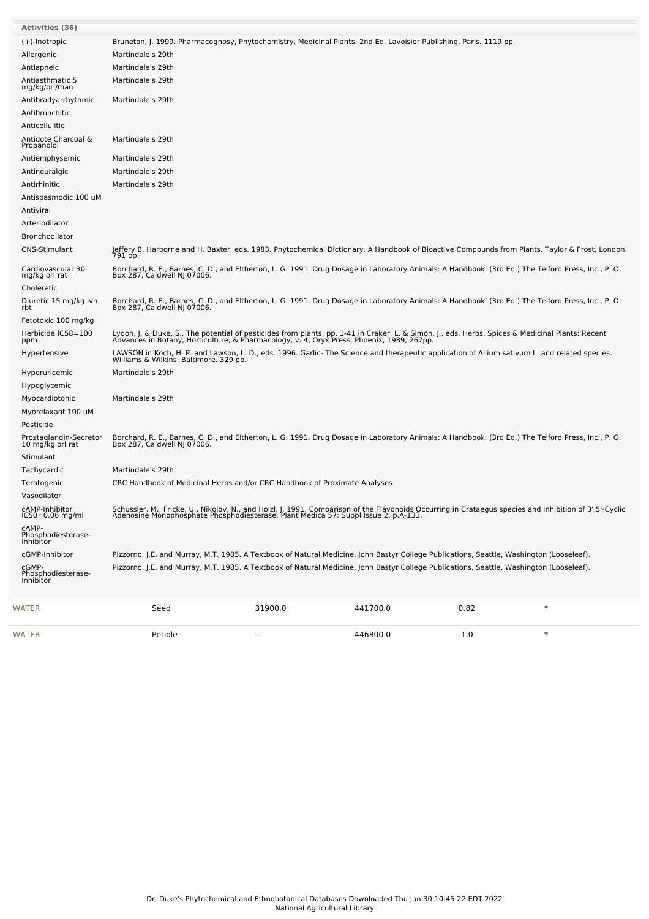| Activities (36) | |
| --- | --- |
| (+)-Inotropic | Bruneton, J. 1999. Pharmacognosy, Phytochemistry, Medicinal Plants. 2nd Ed. Lavoisier Publishing, Paris. 1119 pp. |
| Allergenic | Martindale's 29th |
| Antiapneic | Martindale's 29th |
| Antiasthmatic 5 mg/kg/orl/man | Martindale's 29th |
| Antibradyarrhythmic | Martindale's 29th |
| Antibronchitic | |
| Anticellulitic | |
| Antidote Charcoal & Propanolol | Martindale's 29th |
| Antiemphysemic | Martindale's 29th |
| Antineuralgic | Martindale's 29th |
| Antirhinitic | Martindale's 29th |
| Antispasmodic 100 uM | |
| Antiviral | |
| Arteriodilator | |
| Bronchodilator | |
| CNS-Stimulant | Jeffery B. Harborne and H. Baxter, eds. 1983. Phytochemical Dictionary. A Handbook of Bioactive Compounds from Plants. Taylor & Frost, London. 791 pp. |
| Cardiovascular 30 mg/kg orl rat | Borchard, R. E., Barnes, C. D., and Eltherton, L. G. 1991. Drug Dosage in Laboratory Animals: A Handbook. (3rd Ed.) The Telford Press, Inc., P. O. Box 287, Caldwell NJ 07006. |
| Choleretic | |
| Diuretic 15 mg/kg ivn rbt | Borchard, R. E., Barnes, C. D., and Eltherton, L. G. 1991. Drug Dosage in Laboratory Animals: A Handbook. (3rd Ed.) The Telford Press, Inc., P. O. Box 287, Caldwell NJ 07006. |
| Fetotoxic 100 mg/kg | |
| Herbicide IC58=100 ppm | Lydon, J. & Duke, S., The potential of pesticides from plants, pp. 1-41 in Craker, L. & Simon, J., eds, Herbs, Spices & Medicinal Plants: Recent Advances in Botany, Horticulture, & Pharmacology, v. 4, Oryx Press, Phoenix, 1989, 267pp. |
| Hypertensive | LAWSON in Koch, H. P. and Lawson, L. D., eds. 1996. Garlic- The Science and therapeutic application of Allium sativum L. and related species. Williams & Wilkins, Baltimore. 329 pp. |
| Hyperuricemic | Martindale's 29th |
| Hypoglycemic | |
| Myocardiotonic | Martindale's 29th |
| Myorelaxant 100 uM | |
| Pesticide | |
| Prostaglandin-Secretor 10 mg/kg orl rat | Borchard, R. E., Barnes, C. D., and Eltherton, L. G. 1991. Drug Dosage in Laboratory Animals: A Handbook. (3rd Ed.) The Telford Press, Inc., P. O. Box 287, Caldwell NJ 07006. |
| Stimulant | |
| Tachycardic | Martindale's 29th |
| Teratogenic | CRC Handbook of Medicinal Herbs and/or CRC Handbook of Proximate Analyses |
| Vasodilator | |
| cAMP-Inhibitor IC50=0.06 mg/ml | Schussler, M., Fricke, U., Nikolov, N., and Holzl, J. 1991. Comparison of the Flavonoids Occurring in Crataegus species and Inhibition of 3',5'-Cyclic Adenosine Monophosphate Phosphodiesterase. Plant Medica 57: Suppl Issue 2. p.A-133. |
| cAMP-Phosphodiesterase-Inhibitor | |
| cGMP-Inhibitor | Pizzorno, J.E. and Murray, M.T. 1985. A Textbook of Natural Medicine. John Bastyr College Publications, Seattle, Washington (Looseleaf). |
| cGMP-Phosphodiesterase-Inhibitor | Pizzorno, J.E. and Murray, M.T. 1985. A Textbook of Natural Medicine. John Bastyr College Publications, Seattle, Washington (Looseleaf). |

| | | | | | |
| --- | --- | --- | --- | --- | --- |
| WATER | Seed | 31900.0 | 441700.0 | 0.82 | * |
| WATER | Petiole | -- | 446800.0 | -1.0 | * |

Dr. Duke's Phytochemical and Ethnobotanical Databases Downloaded Thu Jun 30 10:45:22 EDT 2022
National Agricultural Library